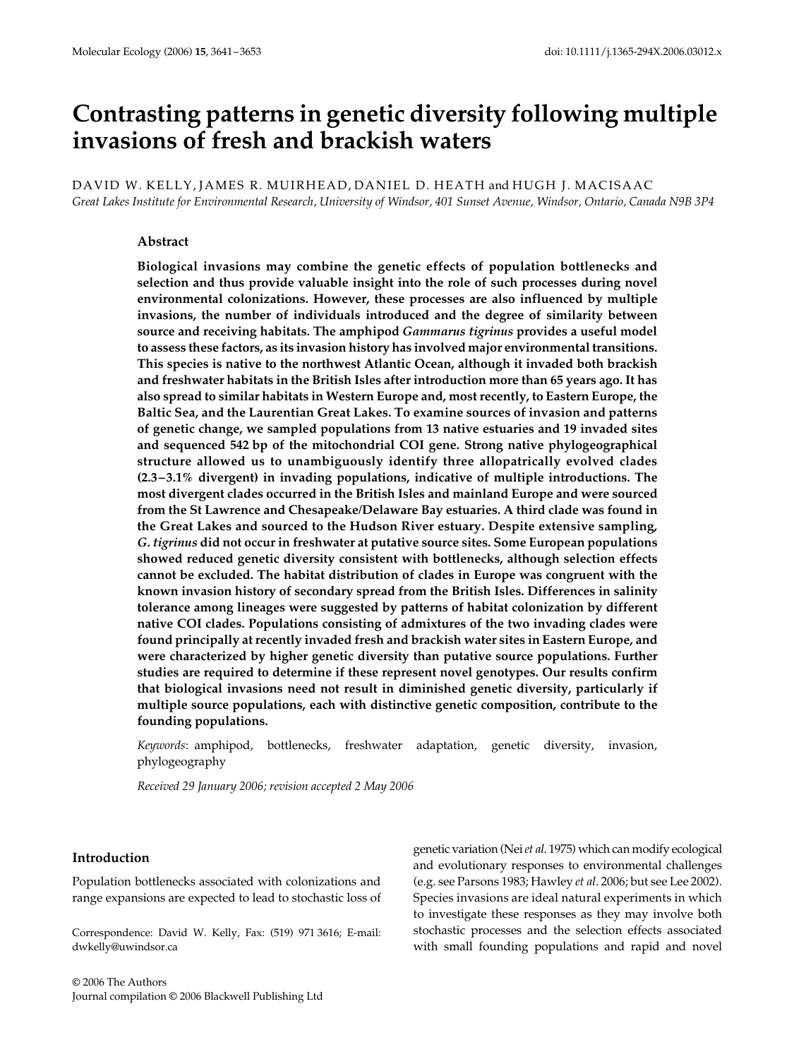# Contrasting patterns in genetic diversity following multiple invasions of fresh and brackish waters

DAVID W. KELLY, JAMES R. MUIRHEAD, DANIEL D. HEATH and HUGH J. MACISAAC

*Great Lakes Institute for Environmental Research, University of Windsor, 401 Sunset Avenue, Windsor, Ontario, Canada N9B 3P4*

## Abstract

**Biological invasions may combine the genetic effects of population bottlenecks and selection and thus provide valuable insight into the role of such processes during novel environmental colonizations. However, these processes are also influenced by multiple invasions, the number of individuals introduced and the degree of similarity between source and receiving habitats. The amphipod *Gammarus tigrinus* provides a useful model to assess these factors, as its invasion history has involved major environmental transitions. This species is native to the northwest Atlantic Ocean, although it invaded both brackish and freshwater habitats in the British Isles after introduction more than 65 years ago. It has also spread to similar habitats in Western Europe and, most recently, to Eastern Europe, the Baltic Sea, and the Laurentian Great Lakes. To examine sources of invasion and patterns of genetic change, we sampled populations from 13 native estuaries and 19 invaded sites and sequenced 542 bp of the mitochondrial COI gene. Strong native phylogeographical structure allowed us to unambiguously identify three allopatrically evolved clades (2.3–3.1% divergent) in invading populations, indicative of multiple introductions. The most divergent clades occurred in the British Isles and mainland Europe and were sourced from the St Lawrence and Chesapeake/Delaware Bay estuaries. A third clade was found in the Great Lakes and sourced to the Hudson River estuary. Despite extensive sampling, *G. tigrinus* did not occur in freshwater at putative source sites. Some European populations showed reduced genetic diversity consistent with bottlenecks, although selection effects cannot be excluded. The habitat distribution of clades in Europe was congruent with the known invasion history of secondary spread from the British Isles. Differences in salinity tolerance among lineages were suggested by patterns of habitat colonization by different native COI clades. Populations consisting of admixtures of the two invading clades were found principally at recently invaded fresh and brackish water sites in Eastern Europe, and were characterized by higher genetic diversity than putative source populations. Further studies are required to determine if these represent novel genotypes. Our results confirm that biological invasions need not result in diminished genetic diversity, particularly if multiple source populations, each with distinctive genetic composition, contribute to the founding populations.**

*Keywords*: amphipod, bottlenecks, freshwater adaptation, genetic diversity, invasion, phylogeography

*Received 29 January 2006; revision accepted 2 May 2006*

## Introduction

Population bottlenecks associated with colonizations and range expansions are expected to lead to stochastic loss of genetic variation (Nei *et al.* 1975) which can modify ecological and evolutionary responses to environmental challenges (e.g. see Parsons 1983; Hawley *et al.* 2006; but see Lee 2002). Species invasions are ideal natural experiments in which to investigate these responses as they may involve both stochastic processes and the selection effects associated with small founding populations and rapid and novel

Correspondence: David W. Kelly, Fax: (519) 971 3616; E-mail: dwkelly@uwindsor.ca

© 2006 The Authors
Journal compilation © 2006 Blackwell Publishing Ltd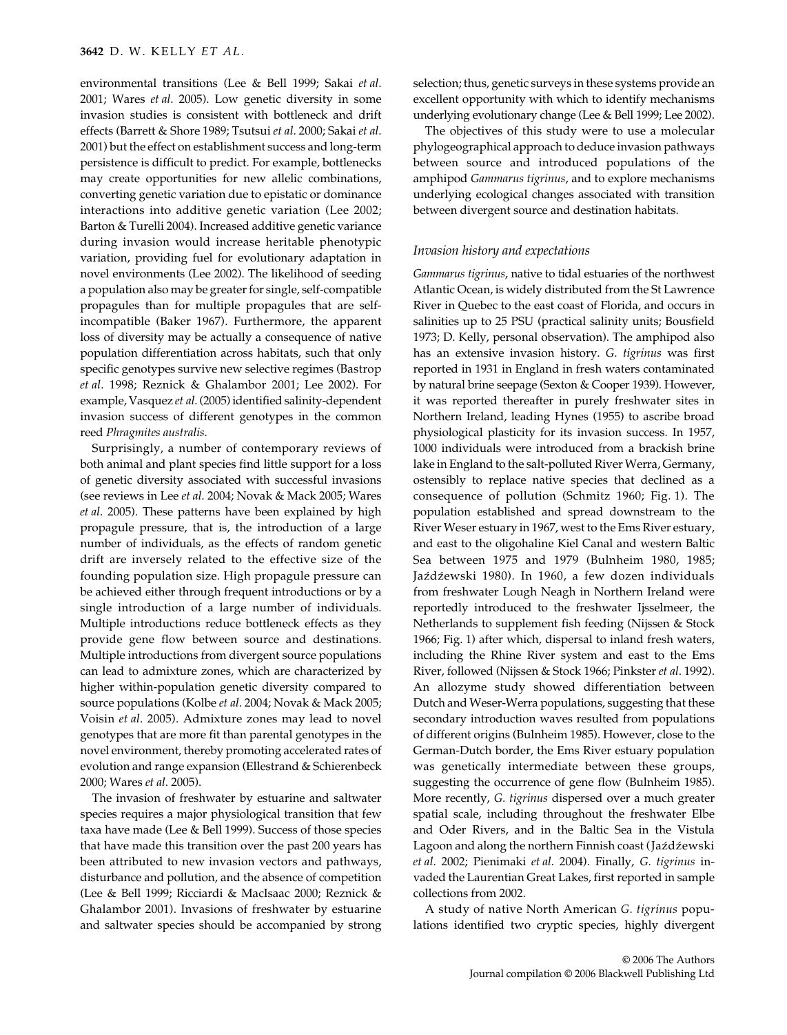environmental transitions (Lee & Bell 1999; Sakai *et al*. 2001; Wares *et al*. 2005). Low genetic diversity in some invasion studies is consistent with bottleneck and drift effects (Barrett & Shore 1989; Tsutsui *et al*. 2000; Sakai *et al*. 2001) but the effect on establishment success and long-term persistence is difficult to predict. For example, bottlenecks may create opportunities for new allelic combinations, converting genetic variation due to epistatic or dominance interactions into additive genetic variation (Lee 2002; Barton & Turelli 2004). Increased additive genetic variance during invasion would increase heritable phenotypic variation, providing fuel for evolutionary adaptation in novel environments (Lee 2002). The likelihood of seeding a population also may be greater for single, self-compatible propagules than for multiple propagules that are self-incompatible (Baker 1967). Furthermore, the apparent loss of diversity may be actually a consequence of native population differentiation across habitats, such that only specific genotypes survive new selective regimes (Bastrop *et al*. 1998; Reznick & Ghalambor 2001; Lee 2002). For example, Vasquez *et al*. (2005) identified salinity-dependent invasion success of different genotypes in the common reed *Phragmites australis*.

Surprisingly, a number of contemporary reviews of both animal and plant species find little support for a loss of genetic diversity associated with successful invasions (see reviews in Lee *et al*. 2004; Novak & Mack 2005; Wares *et al*. 2005). These patterns have been explained by high propagule pressure, that is, the introduction of a large number of individuals, as the effects of random genetic drift are inversely related to the effective size of the founding population size. High propagule pressure can be achieved either through frequent introductions or by a single introduction of a large number of individuals. Multiple introductions reduce bottleneck effects as they provide gene flow between source and destinations. Multiple introductions from divergent source populations can lead to admixture zones, which are characterized by higher within-population genetic diversity compared to source populations (Kolbe *et al*. 2004; Novak & Mack 2005; Voisin *et al*. 2005). Admixture zones may lead to novel genotypes that are more fit than parental genotypes in the novel environment, thereby promoting accelerated rates of evolution and range expansion (Ellestrand & Schierenbeck 2000; Wares *et al*. 2005).

The invasion of freshwater by estuarine and saltwater species requires a major physiological transition that few taxa have made (Lee & Bell 1999). Success of those species that have made this transition over the past 200 years has been attributed to new invasion vectors and pathways, disturbance and pollution, and the absence of competition (Lee & Bell 1999; Ricciardi & MacIsaac 2000; Reznick & Ghalambor 2001). Invasions of freshwater by estuarine and saltwater species should be accompanied by strong selection; thus, genetic surveys in these systems provide an excellent opportunity with which to identify mechanisms underlying evolutionary change (Lee & Bell 1999; Lee 2002).

The objectives of this study were to use a molecular phylogeographical approach to deduce invasion pathways between source and introduced populations of the amphipod *Gammarus tigrinus*, and to explore mechanisms underlying ecological changes associated with transition between divergent source and destination habitats.

### *Invasion history and expectations*

*Gammarus tigrinus*, native to tidal estuaries of the northwest Atlantic Ocean, is widely distributed from the St Lawrence River in Quebec to the east coast of Florida, and occurs in salinities up to 25 PSU (practical salinity units; Bousfield 1973; D. Kelly, personal observation). The amphipod also has an extensive invasion history. *G. tigrinus* was first reported in 1931 in England in fresh waters contaminated by natural brine seepage (Sexton & Cooper 1939). However, it was reported thereafter in purely freshwater sites in Northern Ireland, leading Hynes (1955) to ascribe broad physiological plasticity for its invasion success. In 1957, 1000 individuals were introduced from a brackish brine lake in England to the salt-polluted River Werra, Germany, ostensibly to replace native species that declined as a consequence of pollution (Schmitz 1960; Fig. 1). The population established and spread downstream to the River Weser estuary in 1967, west to the Ems River estuary, and east to the oligohaline Kiel Canal and western Baltic Sea between 1975 and 1979 (Bulnheim 1980, 1985; Jaźdźewski 1980). In 1960, a few dozen individuals from freshwater Lough Neagh in Northern Ireland were reportedly introduced to the freshwater Ijsselmeer, the Netherlands to supplement fish feeding (Nijssen & Stock 1966; Fig. 1) after which, dispersal to inland fresh waters, including the Rhine River system and east to the Ems River, followed (Nijssen & Stock 1966; Pinkster *et al*. 1992). An allozyme study showed differentiation between Dutch and Weser-Werra populations, suggesting that these secondary introduction waves resulted from populations of different origins (Bulnheim 1985). However, close to the German-Dutch border, the Ems River estuary population was genetically intermediate between these groups, suggesting the occurrence of gene flow (Bulnheim 1985). More recently, *G. tigrinus* dispersed over a much greater spatial scale, including throughout the freshwater Elbe and Oder Rivers, and in the Baltic Sea in the Vistula Lagoon and along the northern Finnish coast (Jaźdźewski *et al*. 2002; Pienimaki *et al*. 2004). Finally, *G. tigrinus* invaded the Laurentian Great Lakes, first reported in sample collections from 2002.

A study of native North American *G. tigrinus* populations identified two cryptic species, highly divergent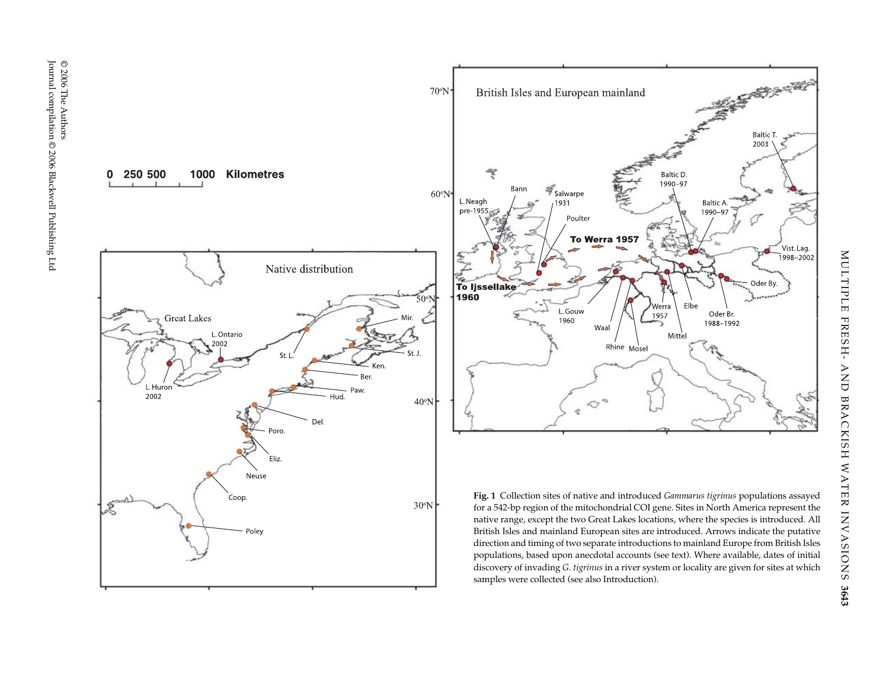**Fig. 1** Collection sites of native and introduced *Gammarus tigrinus* populations assayed for a 542-bp region of the mitochondrial COI gene. Sites in North America represent the native range, except the two Great Lakes locations, where the species is introduced. All British Isles and mainland European sites are introduced. Arrows indicate the putative direction and timing of two separate introductions to mainland Europe from British Isles populations, based upon anecdotal accounts (see text). Where available, dates of initial discovery of invading *G. tigrinus* in a river system or locality are given for sites at which samples were collected (see also Introduction).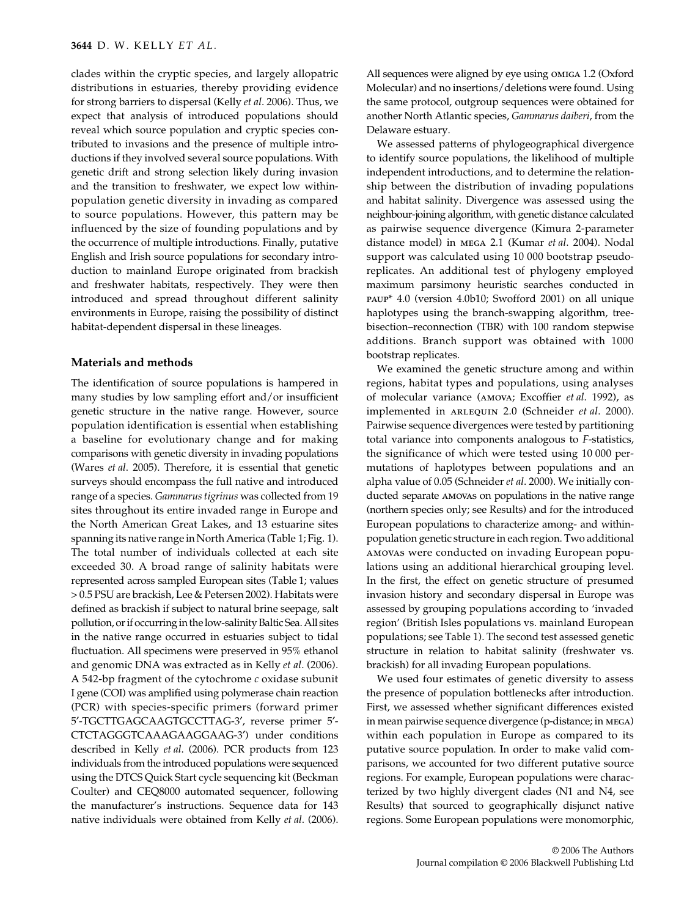clades within the cryptic species, and largely allopatric distributions in estuaries, thereby providing evidence for strong barriers to dispersal (Kelly *et al*. 2006). Thus, we expect that analysis of introduced populations should reveal which source population and cryptic species contributed to invasions and the presence of multiple introductions if they involved several source populations. With genetic drift and strong selection likely during invasion and the transition to freshwater, we expect low within-population genetic diversity in invading as compared to source populations. However, this pattern may be influenced by the size of founding populations and by the occurrence of multiple introductions. Finally, putative English and Irish source populations for secondary introduction to mainland Europe originated from brackish and freshwater habitats, respectively. They were then introduced and spread throughout different salinity environments in Europe, raising the possibility of distinct habitat-dependent dispersal in these lineages.

## Materials and methods

The identification of source populations is hampered in many studies by low sampling effort and/or insufficient genetic structure in the native range. However, source population identification is essential when establishing a baseline for evolutionary change and for making comparisons with genetic diversity in invading populations (Wares *et al*. 2005). Therefore, it is essential that genetic surveys should encompass the full native and introduced range of a species. *Gammarus tigrinus* was collected from 19 sites throughout its entire invaded range in Europe and the North American Great Lakes, and 13 estuarine sites spanning its native range in North America (Table 1; Fig. 1). The total number of individuals collected at each site exceeded 30. A broad range of salinity habitats were represented across sampled European sites (Table 1; values > 0.5 PSU are brackish, Lee & Petersen 2002). Habitats were defined as brackish if subject to natural brine seepage, salt pollution, or if occurring in the low-salinity Baltic Sea. All sites in the native range occurred in estuaries subject to tidal fluctuation. All specimens were preserved in 95% ethanol and genomic DNA was extracted as in Kelly *et al*. (2006). A 542-bp fragment of the cytochrome *c* oxidase subunit I gene (COI) was amplified using polymerase chain reaction (PCR) with species-specific primers (forward primer 5′-TGCTTGAGCAAGTGCCTTAG-3′, reverse primer 5′-CTCTAGGGTCAAAGAAGGAAG-3′) under conditions described in Kelly *et al*. (2006). PCR products from 123 individuals from the introduced populations were sequenced using the DTCS Quick Start cycle sequencing kit (Beckman Coulter) and CEQ8000 automated sequencer, following the manufacturer's instructions. Sequence data for 143 native individuals were obtained from Kelly *et al*. (2006). All sequences were aligned by eye using OMIGA 1.2 (Oxford Molecular) and no insertions/deletions were found. Using the same protocol, outgroup sequences were obtained for another North Atlantic species, *Gammarus daiberi*, from the Delaware estuary.

We assessed patterns of phylogeographical divergence to identify source populations, the likelihood of multiple independent introductions, and to determine the relationship between the distribution of invading populations and habitat salinity. Divergence was assessed using the neighbour-joining algorithm, with genetic distance calculated as pairwise sequence divergence (Kimura 2-parameter distance model) in MEGA 2.1 (Kumar *et al*. 2004). Nodal support was calculated using 10 000 bootstrap pseudo-replicates. An additional test of phylogeny employed maximum parsimony heuristic searches conducted in PAUP* 4.0 (version 4.0b10; Swofford 2001) on all unique haplotypes using the branch-swapping algorithm, tree-bisection–reconnection (TBR) with 100 random stepwise additions. Branch support was obtained with 1000 bootstrap replicates.

We examined the genetic structure among and within regions, habitat types and populations, using analyses of molecular variance (AMOVA; Excoffier *et al*. 1992), as implemented in ARLEQUIN 2.0 (Schneider *et al*. 2000). Pairwise sequence divergences were tested by partitioning total variance into components analogous to *F*-statistics, the significance of which were tested using 10 000 permutations of haplotypes between populations and an alpha value of 0.05 (Schneider *et al*. 2000). We initially conducted separate AMOVAs on populations in the native range (northern species only; see Results) and for the introduced European populations to characterize among- and within-population genetic structure in each region. Two additional AMOVAs were conducted on invading European populations using an additional hierarchical grouping level. In the first, the effect on genetic structure of presumed invasion history and secondary dispersal in Europe was assessed by grouping populations according to 'invaded region' (British Isles populations vs. mainland European populations; see Table 1). The second test assessed genetic structure in relation to habitat salinity (freshwater vs. brackish) for all invading European populations.

We used four estimates of genetic diversity to assess the presence of population bottlenecks after introduction. First, we assessed whether significant differences existed in mean pairwise sequence divergence (p-distance; in MEGA) within each population in Europe as compared to its putative source population. In order to make valid comparisons, we accounted for two different putative source regions. For example, European populations were characterized by two highly divergent clades (N1 and N4, see Results) that sourced to geographically disjunct native regions. Some European populations were monomorphic,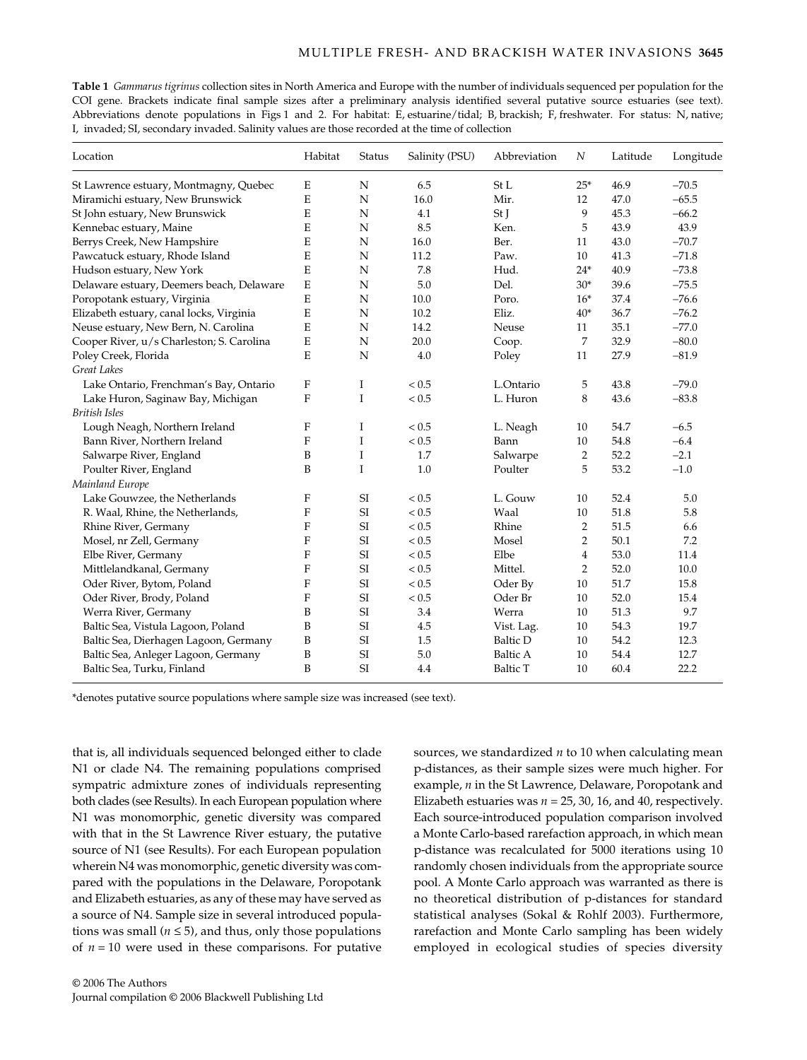**Table 1** *Gammarus tigrinus* collection sites in North America and Europe with the number of individuals sequenced per population for the COI gene. Brackets indicate final sample sizes after a preliminary analysis identified several putative source estuaries (see text). Abbreviations denote populations in Figs 1 and 2. For habitat: E, estuarine/tidal; B, brackish; F, freshwater. For status: N, native; I, invaded; SI, secondary invaded. Salinity values are those recorded at the time of collection

| Location | Habitat | Status | Salinity (PSU) | Abbreviation | *N* | Latitude | Longitude |
|---|---|---|---|---|---|---|---|
| St Lawrence estuary, Montmagny, Quebec | E | N | 6.5 | St L | 25* | 46.9 | −70.5 |
| Miramichi estuary, New Brunswick | E | N | 16.0 | Mir. | 12 | 47.0 | −65.5 |
| St John estuary, New Brunswick | E | N | 4.1 | St J | 9 | 45.3 | −66.2 |
| Kennebac estuary, Maine | E | N | 8.5 | Ken. | 5 | 43.9 | 43.9 |
| Berrys Creek, New Hampshire | E | N | 16.0 | Ber. | 11 | 43.0 | −70.7 |
| Pawcatuck estuary, Rhode Island | E | N | 11.2 | Paw. | 10 | 41.3 | −71.8 |
| Hudson estuary, New York | E | N | 7.8 | Hud. | 24* | 40.9 | −73.8 |
| Delaware estuary, Deemers beach, Delaware | E | N | 5.0 | Del. | 30* | 39.6 | −75.5 |
| Poropotank estuary, Virginia | E | N | 10.0 | Poro. | 16* | 37.4 | −76.6 |
| Elizabeth estuary, canal locks, Virginia | E | N | 10.2 | Eliz. | 40* | 36.7 | −76.2 |
| Neuse estuary, New Bern, N. Carolina | E | N | 14.2 | Neuse | 11 | 35.1 | −77.0 |
| Cooper River, u/s Charleston; S. Carolina | E | N | 20.0 | Coop. | 7 | 32.9 | −80.0 |
| Poley Creek, Florida | E | N | 4.0 | Poley | 11 | 27.9 | −81.9 |
| *Great Lakes* | | | | | | | |
| Lake Ontario, Frenchman's Bay, Ontario | F | I | < 0.5 | L.Ontario | 5 | 43.8 | −79.0 |
| Lake Huron, Saginaw Bay, Michigan | F | I | < 0.5 | L. Huron | 8 | 43.6 | −83.8 |
| *British Isles* | | | | | | | |
| Lough Neagh, Northern Ireland | F | I | < 0.5 | L. Neagh | 10 | 54.7 | −6.5 |
| Bann River, Northern Ireland | F | I | < 0.5 | Bann | 10 | 54.8 | −6.4 |
| Salwarpe River, England | B | I | 1.7 | Salwarpe | 2 | 52.2 | −2.1 |
| Poulter River, England | B | I | 1.0 | Poulter | 5 | 53.2 | −1.0 |
| *Mainland Europe* | | | | | | | |
| Lake Gouwzee, the Netherlands | F | SI | < 0.5 | L. Gouw | 10 | 52.4 | 5.0 |
| R. Waal, Rhine, the Netherlands, | F | SI | < 0.5 | Waal | 10 | 51.8 | 5.8 |
| Rhine River, Germany | F | SI | < 0.5 | Rhine | 2 | 51.5 | 6.6 |
| Mosel, nr Zell, Germany | F | SI | < 0.5 | Mosel | 2 | 50.1 | 7.2 |
| Elbe River, Germany | F | SI | < 0.5 | Elbe | 4 | 53.0 | 11.4 |
| Mittlelandkanal, Germany | F | SI | < 0.5 | Mittel. | 2 | 52.0 | 10.0 |
| Oder River, Bytom, Poland | F | SI | < 0.5 | Oder By | 10 | 51.7 | 15.8 |
| Oder River, Brody, Poland | F | SI | < 0.5 | Oder Br | 10 | 52.0 | 15.4 |
| Werra River, Germany | B | SI | 3.4 | Werra | 10 | 51.3 | 9.7 |
| Baltic Sea, Vistula Lagoon, Poland | B | SI | 4.5 | Vist. Lag. | 10 | 54.3 | 19.7 |
| Baltic Sea, Dierhagen Lagoon, Germany | B | SI | 1.5 | Baltic D | 10 | 54.2 | 12.3 |
| Baltic Sea, Anleger Lagoon, Germany | B | SI | 5.0 | Baltic A | 10 | 54.4 | 12.7 |
| Baltic Sea, Turku, Finland | B | SI | 4.4 | Baltic T | 10 | 60.4 | 22.2 |

*denotes putative source populations where sample size was increased (see text).

that is, all individuals sequenced belonged either to clade N1 or clade N4. The remaining populations comprised sympatric admixture zones of individuals representing both clades (see Results). In each European population where N1 was monomorphic, genetic diversity was compared with that in the St Lawrence River estuary, the putative source of N1 (see Results). For each European population wherein N4 was monomorphic, genetic diversity was compared with the populations in the Delaware, Poropotank and Elizabeth estuaries, as any of these may have served as a source of N4. Sample size in several introduced populations was small ($n \leq 5$), and thus, only those populations of $n = 10$ were used in these comparisons. For putative sources, we standardized $n$ to 10 when calculating mean p-distances, as their sample sizes were much higher. For example, $n$ in the St Lawrence, Delaware, Poropotank and Elizabeth estuaries was $n = 25$, 30, 16, and 40, respectively. Each source-introduced population comparison involved a Monte Carlo-based rarefaction approach, in which mean p-distance was recalculated for 5000 iterations using 10 randomly chosen individuals from the appropriate source pool. A Monte Carlo approach was warranted as there is no theoretical distribution of p-distances for standard statistical analyses (Sokal & Rohlf 2003). Furthermore, rarefaction and Monte Carlo sampling has been widely employed in ecological studies of species diversity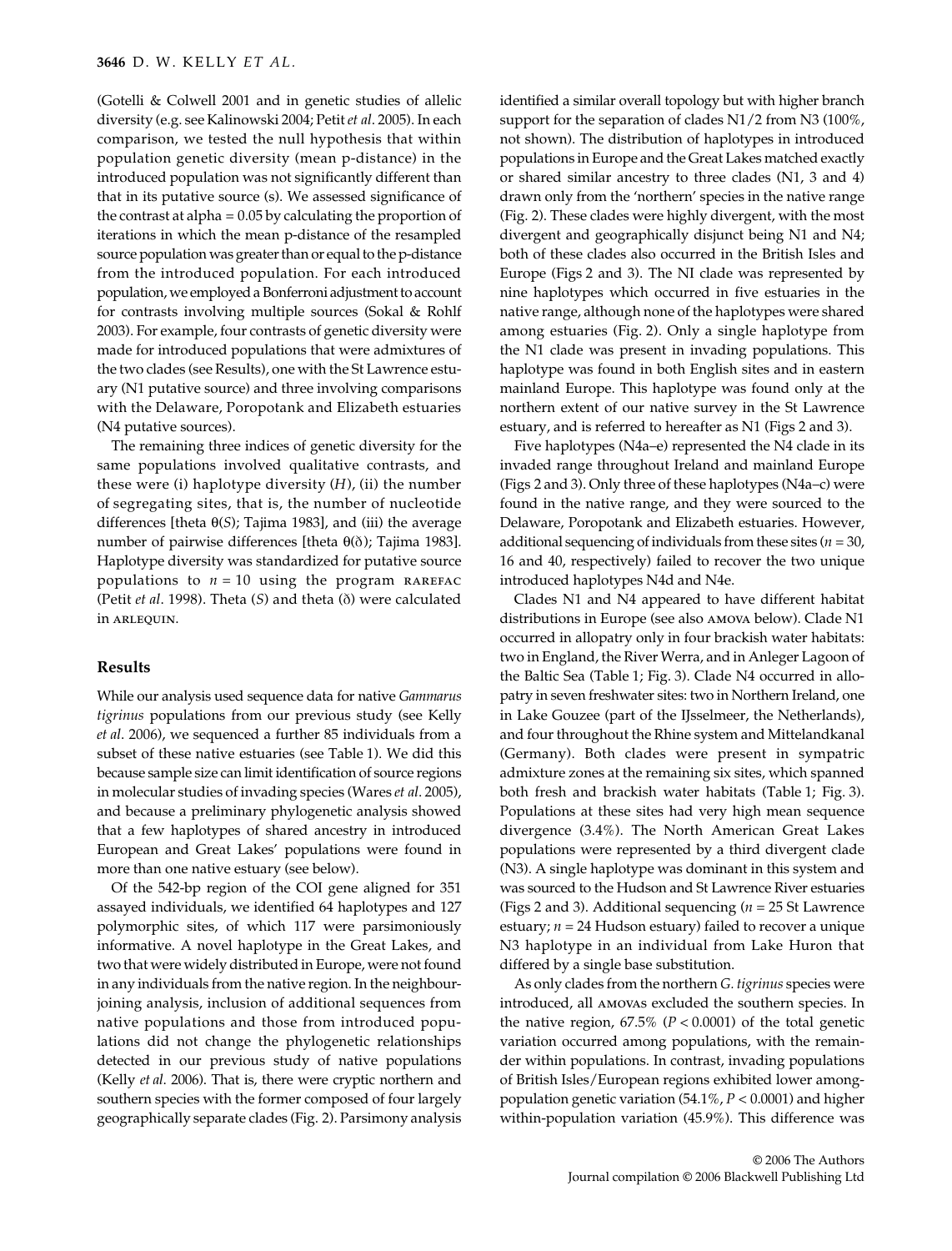(Gotelli & Colwell 2001 and in genetic studies of allelic diversity (e.g. see Kalinowski 2004; Petit *et al*. 2005). In each comparison, we tested the null hypothesis that within population genetic diversity (mean p-distance) in the introduced population was not significantly different than that in its putative source (s). We assessed significance of the contrast at alpha = 0.05 by calculating the proportion of iterations in which the mean p-distance of the resampled source population was greater than or equal to the p-distance from the introduced population. For each introduced population, we employed a Bonferroni adjustment to account for contrasts involving multiple sources (Sokal & Rohlf 2003). For example, four contrasts of genetic diversity were made for introduced populations that were admixtures of the two clades (see Results), one with the St Lawrence estuary (N1 putative source) and three involving comparisons with the Delaware, Poropotank and Elizabeth estuaries (N4 putative sources).

The remaining three indices of genetic diversity for the same populations involved qualitative contrasts, and these were (i) haplotype diversity ($H$), (ii) the number of segregating sites, that is, the number of nucleotide differences [theta $\theta(S)$; Tajima 1983], and (iii) the average number of pairwise differences [theta $\theta(\delta)$; Tajima 1983]. Haplotype diversity was standardized for putative source populations to $n = 10$ using the program RAREFAC (Petit *et al*. 1998). Theta ($S$) and theta ($\delta$) were calculated in ARLEQUIN.

## Results

While our analysis used sequence data for native *Gammarus tigrinus* populations from our previous study (see Kelly *et al*. 2006), we sequenced a further 85 individuals from a subset of these native estuaries (see Table 1). We did this because sample size can limit identification of source regions in molecular studies of invading species (Wares *et al*. 2005), and because a preliminary phylogenetic analysis showed that a few haplotypes of shared ancestry in introduced European and Great Lakes' populations were found in more than one native estuary (see below).

Of the 542-bp region of the COI gene aligned for 351 assayed individuals, we identified 64 haplotypes and 127 polymorphic sites, of which 117 were parsimoniously informative. A novel haplotype in the Great Lakes, and two that were widely distributed in Europe, were not found in any individuals from the native region. In the neighbour-joining analysis, inclusion of additional sequences from native populations and those from introduced populations did not change the phylogenetic relationships detected in our previous study of native populations (Kelly *et al*. 2006). That is, there were cryptic northern and southern species with the former composed of four largely geographically separate clades (Fig. 2). Parsimony analysis identified a similar overall topology but with higher branch support for the separation of clades N1/2 from N3 (100%, not shown). The distribution of haplotypes in introduced populations in Europe and the Great Lakes matched exactly or shared similar ancestry to three clades (N1, 3 and 4) drawn only from the 'northern' species in the native range (Fig. 2). These clades were highly divergent, with the most divergent and geographically disjunct being N1 and N4; both of these clades also occurred in the British Isles and Europe (Figs 2 and 3). The NI clade was represented by nine haplotypes which occurred in five estuaries in the native range, although none of the haplotypes were shared among estuaries (Fig. 2). Only a single haplotype from the N1 clade was present in invading populations. This haplotype was found in both English sites and in eastern mainland Europe. This haplotype was found only at the northern extent of our native survey in the St Lawrence estuary, and is referred to hereafter as N1 (Figs 2 and 3).

Five haplotypes (N4a–e) represented the N4 clade in its invaded range throughout Ireland and mainland Europe (Figs 2 and 3). Only three of these haplotypes (N4a–c) were found in the native range, and they were sourced to the Delaware, Poropotank and Elizabeth estuaries. However, additional sequencing of individuals from these sites ($n = 30$, 16 and 40, respectively) failed to recover the two unique introduced haplotypes N4d and N4e.

Clades N1 and N4 appeared to have different habitat distributions in Europe (see also AMOVA below). Clade N1 occurred in allopatry only in four brackish water habitats: two in England, the River Werra, and in Anleger Lagoon of the Baltic Sea (Table 1; Fig. 3). Clade N4 occurred in allopatry in seven freshwater sites: two in Northern Ireland, one in Lake Gouzee (part of the IJsselmeer, the Netherlands), and four throughout the Rhine system and Mittelandkanal (Germany). Both clades were present in sympatric admixture zones at the remaining six sites, which spanned both fresh and brackish water habitats (Table 1; Fig. 3). Populations at these sites had very high mean sequence divergence (3.4%). The North American Great Lakes populations were represented by a third divergent clade (N3). A single haplotype was dominant in this system and was sourced to the Hudson and St Lawrence River estuaries (Figs 2 and 3). Additional sequencing ($n = 25$ St Lawrence estuary; $n = 24$ Hudson estuary) failed to recover a unique N3 haplotype in an individual from Lake Huron that differed by a single base substitution.

As only clades from the northern *G. tigrinus* species were introduced, all AMOVAs excluded the southern species. In the native region, 67.5% ($P < 0.0001$) of the total genetic variation occurred among populations, with the remainder within populations. In contrast, invading populations of British Isles/European regions exhibited lower among-population genetic variation (54.1%, $P < 0.0001$) and higher within-population variation (45.9%). This difference was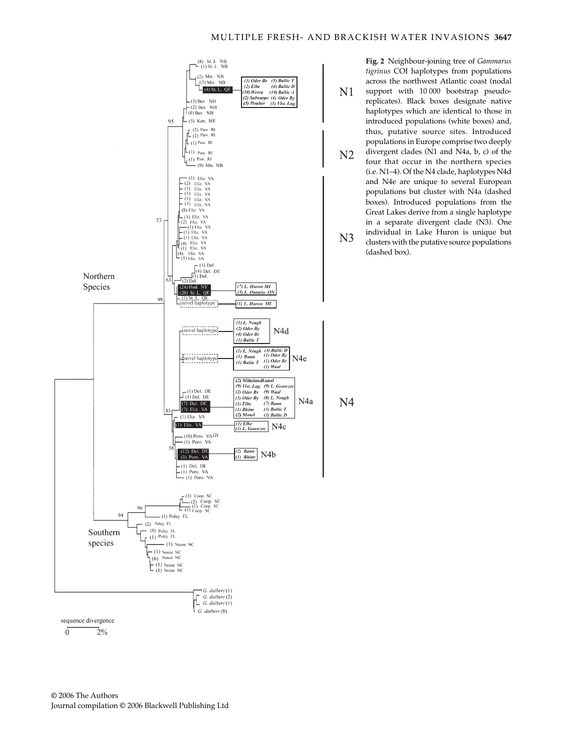**Fig. 2** Neighbour-joining tree of *Gammarus tigrinus* COI haplotypes from populations across the northwest Atlantic coast (nodal support with 10 000 bootstrap pseudo-replicates). Black boxes designate native haplotypes which are identical to those in introduced populations (white boxes) and, thus, putative source sites. Introduced populations in Europe comprise two deeply divergent clades (N1 and N4a, b, c) of the four that occur in the northern species (i.e. N1–4). Of the N4 clade, haplotypes N4d and N4e are unique to several European populations but cluster with N4a (dashed boxes). Introduced populations from the Great Lakes derive from a single haplotype in a separate divergent clade (N3). One individual in Lake Huron is unique but clusters with the putative source populations (dashed box).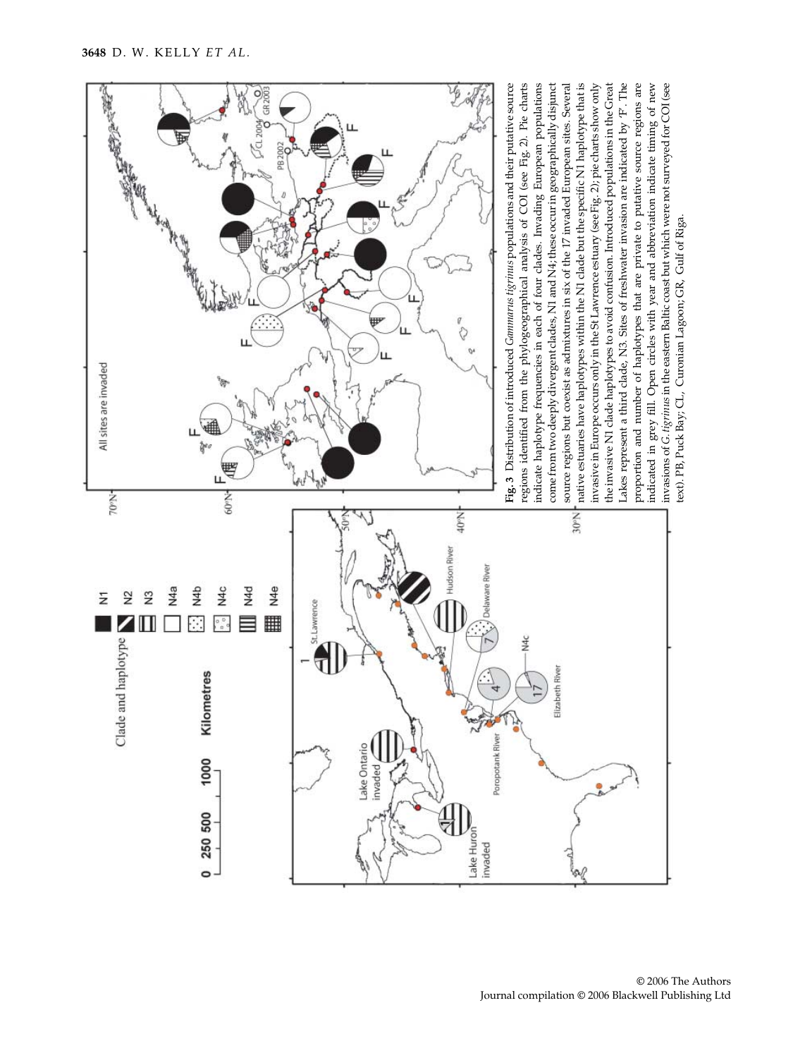**Fig. 3** Distribution of introduced *Gammarus tigrinus* populations and their putative source regions identified from the phylogeographical analysis of COI (see Fig. 2). Pie charts indicate haplotype frequencies in each of four clades. Invading European populations come from two deeply divergent clades, N1 and N4; these occur in geographically disjunct source regions but coexist as admixtures in six of the 17 invaded European sites. Several native estuaries have haplotypes within the N1 clade but the specific N1 haplotype that is invasive in Europe occurs only in the St Lawrence estuary (see Fig. 2); pie charts show only the invasive N1 clade haplotypes to avoid confusion. Introduced populations in the Great Lakes represent a third clade, N3. Sites of freshwater invasion are indicated by 'F'. The proportion and number of haplotypes that are private to putative source regions are indicated in grey fill. Open circles with year and abbreviation indicate timing of new invasions of *G. tigrinus* in the eastern Baltic coast but which were not surveyed for COI (see text). PB, Puck Bay; CL, Curonian Lagoon; GR, Gulf of Riga.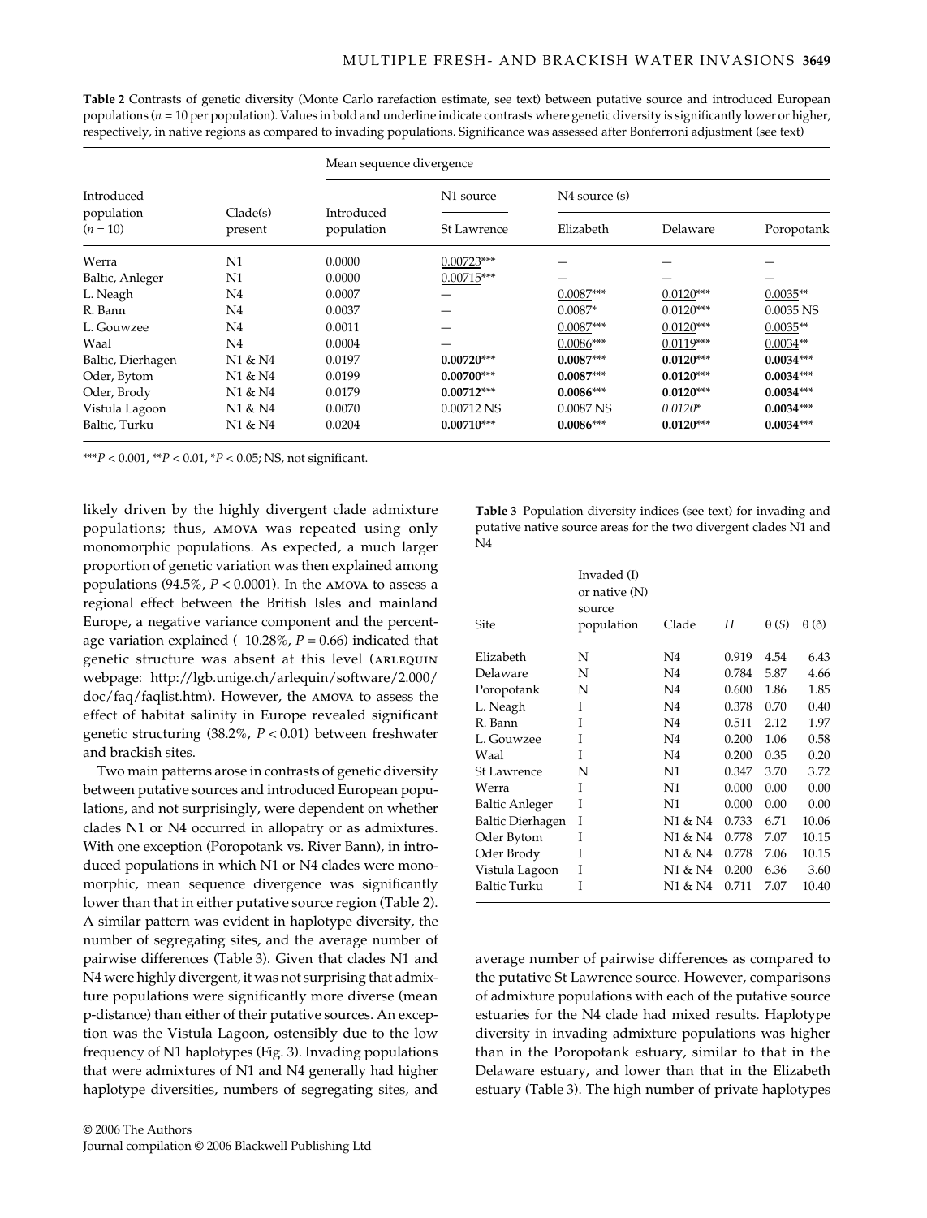**Table 2** Contrasts of genetic diversity (Monte Carlo rarefaction estimate, see text) between putative source and introduced European populations ($n = 10$ per population). Values in bold and underline indicate contrasts where genetic diversity is significantly lower or higher, respectively, in native regions as compared to invading populations. Significance was assessed after Bonferroni adjustment (see text)

| | | Mean sequence divergence | | | | |
|---|---|---|---|---|---|---|
| | | | N1 source | N4 source (s) | | |
| Introduced population ($n = 10$) | Clade(s) present | Introduced population | St Lawrence | Elizabeth | Delaware | Poropotank |
| Werra | N1 | 0.0000 | <u>0.00723</u>*** | — | — | — |
| Baltic, Anleger | N1 | 0.0000 | <u>0.00715</u>*** | — | — | — |
| L. Neagh | N4 | 0.0007 | — | <u>0.0087</u>*** | <u>0.0120</u>*** | <u>0.0035</u>** |
| R. Bann | N4 | 0.0037 | — | <u>0.0087</u>* | <u>0.0120</u>*** | <u>0.0035</u> NS |
| L. Gouwzee | N4 | 0.0011 | — | <u>0.0087</u>*** | <u>0.0120</u>*** | <u>0.0035</u>** |
| Waal | N4 | 0.0004 | — | <u>0.0086</u>*** | <u>0.0119</u>*** | <u>0.0034</u>** |
| Baltic, Dierhagen | N1 & N4 | 0.0197 | **0.00720**\*\*\* | **0.0087**\*\*\* | **0.0120**\*\*\* | **0.0034**\*\*\* |
| Oder, Bytom | N1 & N4 | 0.0199 | **0.00700**\*\*\* | **0.0087**\*\*\* | **0.0120**\*\*\* | **0.0034**\*\*\* |
| Oder, Brody | N1 & N4 | 0.0179 | **0.00712**\*\*\* | **0.0086**\*\*\* | **0.0120**\*\*\* | **0.0034**\*\*\* |
| Vistula Lagoon | N1 & N4 | 0.0070 | 0.00712 NS | 0.0087 NS | *0.0120** | **0.0034**\*\*\* |
| Baltic, Turku | N1 & N4 | 0.0204 | **0.00710**\*\*\* | **0.0086**\*\*\* | **0.0120**\*\*\* | **0.0034**\*\*\* |

***$P < 0.001$, **$P < 0.01$, *$P < 0.05$; NS, not significant.

likely driven by the highly divergent clade admixture populations; thus, AMOVA was repeated using only monomorphic populations. As expected, a much larger proportion of genetic variation was then explained among populations (94.5%, $P < 0.0001$). In the AMOVA to assess a regional effect between the British Isles and mainland Europe, a negative variance component and the percentage variation explained (−10.28%, $P = 0.66$) indicated that genetic structure was absent at this level (ARLEQUIN webpage: http://lgb.unige.ch/arlequin/software/2.000/doc/faq/faqlist.htm). However, the AMOVA to assess the effect of habitat salinity in Europe revealed significant genetic structuring (38.2%, $P < 0.01$) between freshwater and brackish sites.

Two main patterns arose in contrasts of genetic diversity between putative sources and introduced European populations, and not surprisingly, were dependent on whether clades N1 or N4 occurred in allopatry or as admixtures. With one exception (Poropotank vs. River Bann), in introduced populations in which N1 or N4 clades were monomorphic, mean sequence divergence was significantly lower than that in either putative source region (Table 2). A similar pattern was evident in haplotype diversity, the number of segregating sites, and the average number of pairwise differences (Table 3). Given that clades N1 and N4 were highly divergent, it was not surprising that admixture populations were significantly more diverse (mean p-distance) than either of their putative sources. An exception was the Vistula Lagoon, ostensibly due to the low frequency of N1 haplotypes (Fig. 3). Invading populations that were admixtures of N1 and N4 generally had higher haplotype diversities, numbers of segregating sites, and average number of pairwise differences as compared to the putative St Lawrence source. However, comparisons of admixture populations with each of the putative source estuaries for the N4 clade had mixed results. Haplotype diversity in invading admixture populations was higher than in the Poropotank estuary, similar to that in the Delaware estuary, and lower than that in the Elizabeth estuary (Table 3). The high number of private haplotypes

**Table 3** Population diversity indices (see text) for invading and putative native source areas for the two divergent clades N1 and N4

| Site | Invaded (I) or native (N) source population | Clade | $H$ | $\theta(S)$ | $\theta(\delta)$ |
|---|---|---|---|---|---|
| Elizabeth | N | N4 | 0.919 | 4.54 | 6.43 |
| Delaware | N | N4 | 0.784 | 5.87 | 4.66 |
| Poropotank | N | N4 | 0.600 | 1.86 | 1.85 |
| L. Neagh | I | N4 | 0.378 | 0.70 | 0.40 |
| R. Bann | I | N4 | 0.511 | 2.12 | 1.97 |
| L. Gouwzee | I | N4 | 0.200 | 1.06 | 0.58 |
| Waal | I | N4 | 0.200 | 0.35 | 0.20 |
| St Lawrence | N | N1 | 0.347 | 3.70 | 3.72 |
| Werra | I | N1 | 0.000 | 0.00 | 0.00 |
| Baltic Anleger | I | N1 | 0.000 | 0.00 | 0.00 |
| Baltic Dierhagen | I | N1 & N4 | 0.733 | 6.71 | 10.06 |
| Oder Bytom | I | N1 & N4 | 0.778 | 7.07 | 10.15 |
| Oder Brody | I | N1 & N4 | 0.778 | 7.06 | 10.15 |
| Vistula Lagoon | I | N1 & N4 | 0.200 | 6.36 | 3.60 |
| Baltic Turku | I | N1 & N4 | 0.711 | 7.07 | 10.40 |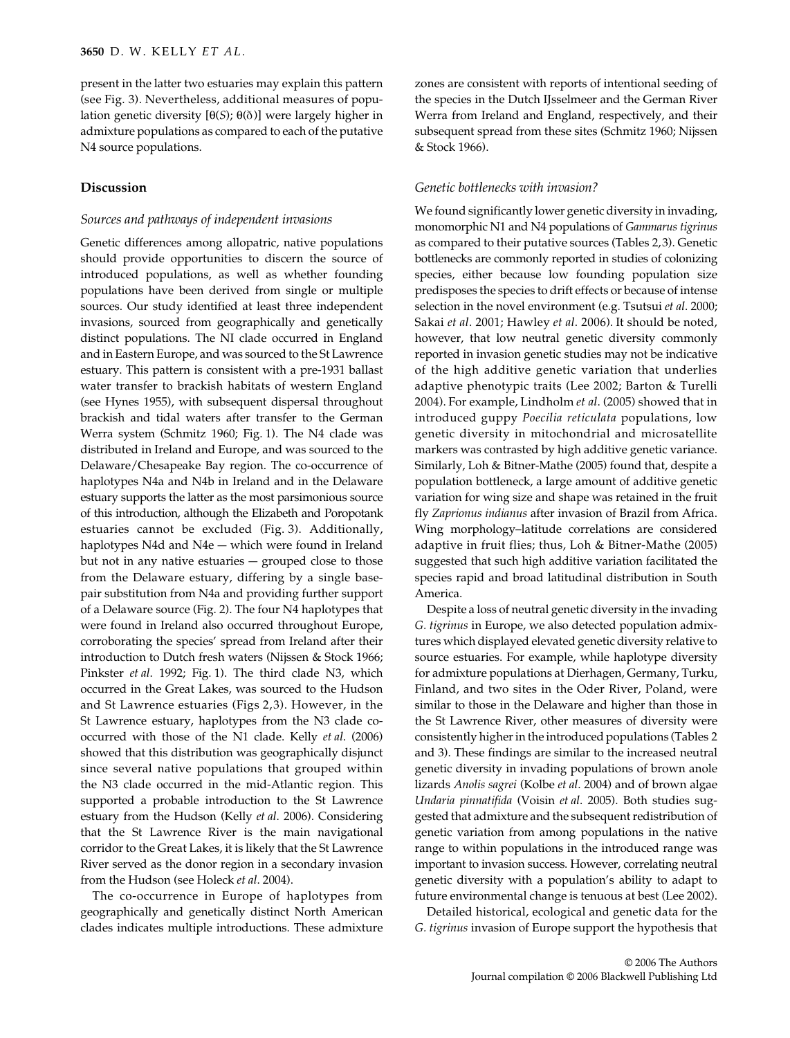present in the latter two estuaries may explain this pattern (see Fig. 3). Nevertheless, additional measures of population genetic diversity [$\theta(S)$; $\theta(\delta)$] were largely higher in admixture populations as compared to each of the putative N4 source populations.

## Discussion

### *Sources and pathways of independent invasions*

Genetic differences among allopatric, native populations should provide opportunities to discern the source of introduced populations, as well as whether founding populations have been derived from single or multiple sources. Our study identified at least three independent invasions, sourced from geographically and genetically distinct populations. The NI clade occurred in England and in Eastern Europe, and was sourced to the St Lawrence estuary. This pattern is consistent with a pre-1931 ballast water transfer to brackish habitats of western England (see Hynes 1955), with subsequent dispersal throughout brackish and tidal waters after transfer to the German Werra system (Schmitz 1960; Fig. 1). The N4 clade was distributed in Ireland and Europe, and was sourced to the Delaware/Chesapeake Bay region. The co-occurrence of haplotypes N4a and N4b in Ireland and in the Delaware estuary supports the latter as the most parsimonious source of this introduction, although the Elizabeth and Poropotank estuaries cannot be excluded (Fig. 3). Additionally, haplotypes N4d and N4e — which were found in Ireland but not in any native estuaries — grouped close to those from the Delaware estuary, differing by a single base-pair substitution from N4a and providing further support of a Delaware source (Fig. 2). The four N4 haplotypes that were found in Ireland also occurred throughout Europe, corroborating the species' spread from Ireland after their introduction to Dutch fresh waters (Nijssen & Stock 1966; Pinkster *et al*. 1992; Fig. 1). The third clade N3, which occurred in the Great Lakes, was sourced to the Hudson and St Lawrence estuaries (Figs 2,3). However, in the St Lawrence estuary, haplotypes from the N3 clade co-occurred with those of the N1 clade. Kelly *et al*. (2006) showed that this distribution was geographically disjunct since several native populations that grouped within the N3 clade occurred in the mid-Atlantic region. This supported a probable introduction to the St Lawrence estuary from the Hudson (Kelly *et al*. 2006). Considering that the St Lawrence River is the main navigational corridor to the Great Lakes, it is likely that the St Lawrence River served as the donor region in a secondary invasion from the Hudson (see Holeck *et al*. 2004).

The co-occurrence in Europe of haplotypes from geographically and genetically distinct North American clades indicates multiple introductions. These admixture zones are consistent with reports of intentional seeding of the species in the Dutch IJsselmeer and the German River Werra from Ireland and England, respectively, and their subsequent spread from these sites (Schmitz 1960; Nijssen & Stock 1966).

### *Genetic bottlenecks with invasion?*

We found significantly lower genetic diversity in invading, monomorphic N1 and N4 populations of *Gammarus tigrinus* as compared to their putative sources (Tables 2,3). Genetic bottlenecks are commonly reported in studies of colonizing species, either because low founding population size predisposes the species to drift effects or because of intense selection in the novel environment (e.g. Tsutsui *et al*. 2000; Sakai *et al*. 2001; Hawley *et al*. 2006). It should be noted, however, that low neutral genetic diversity commonly reported in invasion genetic studies may not be indicative of the high additive genetic variation that underlies adaptive phenotypic traits (Lee 2002; Barton & Turelli 2004). For example, Lindholm *et al*. (2005) showed that in introduced guppy *Poecilia reticulata* populations, low genetic diversity in mitochondrial and microsatellite markers was contrasted by high additive genetic variance. Similarly, Loh & Bitner-Mathe (2005) found that, despite a population bottleneck, a large amount of additive genetic variation for wing size and shape was retained in the fruit fly *Zaprionus indianus* after invasion of Brazil from Africa. Wing morphology–latitude correlations are considered adaptive in fruit flies; thus, Loh & Bitner-Mathe (2005) suggested that such high additive variation facilitated the species rapid and broad latitudinal distribution in South America.

Despite a loss of neutral genetic diversity in the invading *G. tigrinus* in Europe, we also detected population admixtures which displayed elevated genetic diversity relative to source estuaries. For example, while haplotype diversity for admixture populations at Dierhagen, Germany, Turku, Finland, and two sites in the Oder River, Poland, were similar to those in the Delaware and higher than those in the St Lawrence River, other measures of diversity were consistently higher in the introduced populations (Tables 2 and 3). These findings are similar to the increased neutral genetic diversity in invading populations of brown anole lizards *Anolis sagrei* (Kolbe *et al*. 2004) and of brown algae *Undaria pinnatifida* (Voisin *et al*. 2005). Both studies suggested that admixture and the subsequent redistribution of genetic variation from among populations in the native range to within populations in the introduced range was important to invasion success. However, correlating neutral genetic diversity with a population's ability to adapt to future environmental change is tenuous at best (Lee 2002).

Detailed historical, ecological and genetic data for the *G. tigrinus* invasion of Europe support the hypothesis that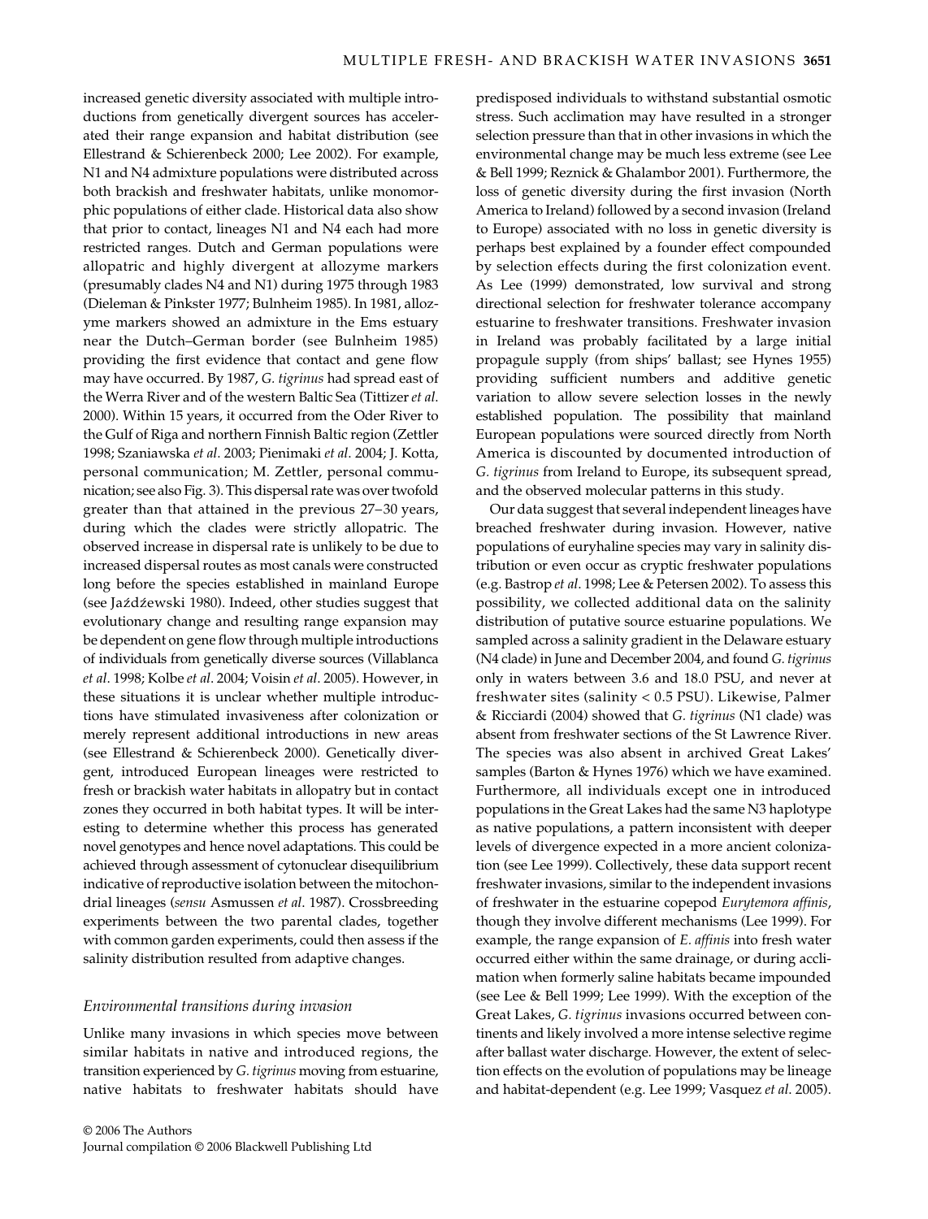increased genetic diversity associated with multiple introductions from genetically divergent sources has accelerated their range expansion and habitat distribution (see Ellestrand & Schierenbeck 2000; Lee 2002). For example, N1 and N4 admixture populations were distributed across both brackish and freshwater habitats, unlike monomorphic populations of either clade. Historical data also show that prior to contact, lineages N1 and N4 each had more restricted ranges. Dutch and German populations were allopatric and highly divergent at allozyme markers (presumably clades N4 and N1) during 1975 through 1983 (Dieleman & Pinkster 1977; Bulnheim 1985). In 1981, allozyme markers showed an admixture in the Ems estuary near the Dutch–German border (see Bulnheim 1985) providing the first evidence that contact and gene flow may have occurred. By 1987, *G. tigrinus* had spread east of the Werra River and of the western Baltic Sea (Tittizer *et al*. 2000). Within 15 years, it occurred from the Oder River to the Gulf of Riga and northern Finnish Baltic region (Zettler 1998; Szaniawska *et al*. 2003; Pienimaki *et al*. 2004; J. Kotta, personal communication; M. Zettler, personal communication; see also Fig. 3). This dispersal rate was over twofold greater than that attained in the previous 27–30 years, during which the clades were strictly allopatric. The observed increase in dispersal rate is unlikely to be due to increased dispersal routes as most canals were constructed long before the species established in mainland Europe (see Jaźdźewski 1980). Indeed, other studies suggest that evolutionary change and resulting range expansion may be dependent on gene flow through multiple introductions of individuals from genetically diverse sources (Villablanca *et al*. 1998; Kolbe *et al*. 2004; Voisin *et al*. 2005). However, in these situations it is unclear whether multiple introductions have stimulated invasiveness after colonization or merely represent additional introductions in new areas (see Ellestrand & Schierenbeck 2000). Genetically divergent, introduced European lineages were restricted to fresh or brackish water habitats in allopatry but in contact zones they occurred in both habitat types. It will be interesting to determine whether this process has generated novel genotypes and hence novel adaptations. This could be achieved through assessment of cytonuclear disequilibrium indicative of reproductive isolation between the mitochondrial lineages (*sensu* Asmussen *et al*. 1987). Crossbreeding experiments between the two parental clades, together with common garden experiments, could then assess if the salinity distribution resulted from adaptive changes.

### *Environmental transitions during invasion*

Unlike many invasions in which species move between similar habitats in native and introduced regions, the transition experienced by *G. tigrinus* moving from estuarine, native habitats to freshwater habitats should have predisposed individuals to withstand substantial osmotic stress. Such acclimation may have resulted in a stronger selection pressure than that in other invasions in which the environmental change may be much less extreme (see Lee & Bell 1999; Reznick & Ghalambor 2001). Furthermore, the loss of genetic diversity during the first invasion (North America to Ireland) followed by a second invasion (Ireland to Europe) associated with no loss in genetic diversity is perhaps best explained by a founder effect compounded by selection effects during the first colonization event. As Lee (1999) demonstrated, low survival and strong directional selection for freshwater tolerance accompany estuarine to freshwater transitions. Freshwater invasion in Ireland was probably facilitated by a large initial propagule supply (from ships' ballast; see Hynes 1955) providing sufficient numbers and additive genetic variation to allow severe selection losses in the newly established population. The possibility that mainland European populations were sourced directly from North America is discounted by documented introduction of *G. tigrinus* from Ireland to Europe, its subsequent spread, and the observed molecular patterns in this study.

Our data suggest that several independent lineages have breached freshwater during invasion. However, native populations of euryhaline species may vary in salinity distribution or even occur as cryptic freshwater populations (e.g. Bastrop *et al*. 1998; Lee & Petersen 2002). To assess this possibility, we collected additional data on the salinity distribution of putative source estuarine populations. We sampled across a salinity gradient in the Delaware estuary (N4 clade) in June and December 2004, and found *G. tigrinus* only in waters between 3.6 and 18.0 PSU, and never at freshwater sites (salinity < 0.5 PSU). Likewise, Palmer & Ricciardi (2004) showed that *G. tigrinus* (N1 clade) was absent from freshwater sections of the St Lawrence River. The species was also absent in archived Great Lakes' samples (Barton & Hynes 1976) which we have examined. Furthermore, all individuals except one in introduced populations in the Great Lakes had the same N3 haplotype as native populations, a pattern inconsistent with deeper levels of divergence expected in a more ancient colonization (see Lee 1999). Collectively, these data support recent freshwater invasions, similar to the independent invasions of freshwater in the estuarine copepod *Eurytemora affinis*, though they involve different mechanisms (Lee 1999). For example, the range expansion of *E. affinis* into fresh water occurred either within the same drainage, or during acclimation when formerly saline habitats became impounded (see Lee & Bell 1999; Lee 1999). With the exception of the Great Lakes, *G. tigrinus* invasions occurred between continents and likely involved a more intense selective regime after ballast water discharge. However, the extent of selection effects on the evolution of populations may be lineage and habitat-dependent (e.g. Lee 1999; Vasquez *et al*. 2005).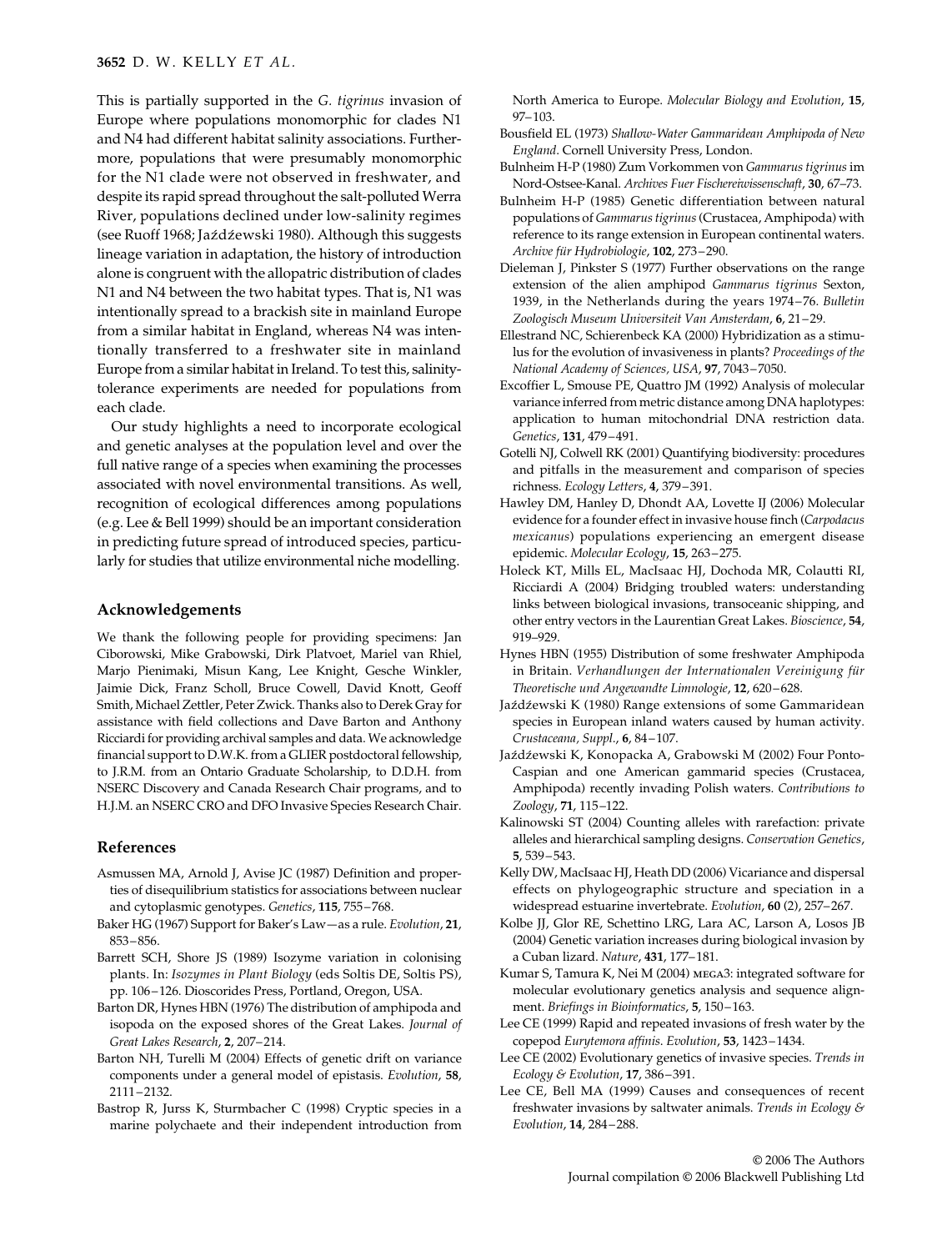This is partially supported in the *G. tigrinus* invasion of Europe where populations monomorphic for clades N1 and N4 had different habitat salinity associations. Furthermore, populations that were presumably monomorphic for the N1 clade were not observed in freshwater, and despite its rapid spread throughout the salt-polluted Werra River, populations declined under low-salinity regimes (see Ruoff 1968; Jażdżewski 1980). Although this suggests lineage variation in adaptation, the history of introduction alone is congruent with the allopatric distribution of clades N1 and N4 between the two habitat types. That is, N1 was intentionally spread to a brackish site in mainland Europe from a similar habitat in England, whereas N4 was intentionally transferred to a freshwater site in mainland Europe from a similar habitat in Ireland. To test this, salinity-tolerance experiments are needed for populations from each clade.

Our study highlights a need to incorporate ecological and genetic analyses at the population level and over the full native range of a species when examining the processes associated with novel environmental transitions. As well, recognition of ecological differences among populations (e.g. Lee & Bell 1999) should be an important consideration in predicting future spread of introduced species, particularly for studies that utilize environmental niche modelling.

## Acknowledgements

We thank the following people for providing specimens: Jan Ciborowski, Mike Grabowski, Dirk Platvoet, Mariel van Rhiel, Marjo Pienimaki, Misun Kang, Lee Knight, Gesche Winkler, Jaimie Dick, Franz Scholl, Bruce Cowell, David Knott, Geoff Smith, Michael Zettler, Peter Zwick. Thanks also to Derek Gray for assistance with field collections and Dave Barton and Anthony Ricciardi for providing archival samples and data. We acknowledge financial support to D.W.K. from a GLIER postdoctoral fellowship, to J.R.M. from an Ontario Graduate Scholarship, to D.D.H. from NSERC Discovery and Canada Research Chair programs, and to H.J.M. an NSERC CRO and DFO Invasive Species Research Chair.

## References

Asmussen MA, Arnold J, Avise JC (1987) Definition and properties of disequilibrium statistics for associations between nuclear and cytoplasmic genotypes. *Genetics*, **115**, 755–768.

Baker HG (1967) Support for Baker's Law—as a rule. *Evolution*, **21**, 853–856.

Barrett SCH, Shore JS (1989) Isozyme variation in colonising plants. In: *Isozymes in Plant Biology* (eds Soltis DE, Soltis PS), pp. 106–126. Dioscorides Press, Portland, Oregon, USA.

Barton DR, Hynes HBN (1976) The distribution of amphipoda and isopoda on the exposed shores of the Great Lakes. *Journal of Great Lakes Research*, **2**, 207–214.

Barton NH, Turelli M (2004) Effects of genetic drift on variance components under a general model of epistasis. *Evolution*, **58**, 2111–2132.

Bastrop R, Jurss K, Sturmbacher C (1998) Cryptic species in a marine polychaete and their independent introduction from North America to Europe. *Molecular Biology and Evolution*, **15**, 97–103.

Bousfield EL (1973) *Shallow-Water Gammaridean Amphipoda of New England*. Cornell University Press, London.

Bulnheim H-P (1980) Zum Vorkommen von *Gammarus tigrinus* im Nord-Ostsee-Kanal. *Archives Fuer Fischereiwissenschaft*, **30**, 67–73.

Bulnheim H-P (1985) Genetic differentiation between natural populations of *Gammarus tigrinus* (Crustacea, Amphipoda) with reference to its range extension in European continental waters. *Archive für Hydrobiologie*, **102**, 273–290.

Dieleman J, Pinkster S (1977) Further observations on the range extension of the alien amphipod *Gammarus tigrinus* Sexton, 1939, in the Netherlands during the years 1974–76. *Bulletin Zoologisch Museum Universiteit Van Amsterdam*, **6**, 21–29.

Ellestrand NC, Schierenbeck KA (2000) Hybridization as a stimulus for the evolution of invasiveness in plants? *Proceedings of the National Academy of Sciences, USA*, **97**, 7043–7050.

Excoffier L, Smouse PE, Quattro JM (1992) Analysis of molecular variance inferred from metric distance among DNA haplotypes: application to human mitochondrial DNA restriction data. *Genetics*, **131**, 479–491.

Gotelli NJ, Colwell RK (2001) Quantifying biodiversity: procedures and pitfalls in the measurement and comparison of species richness. *Ecology Letters*, **4**, 379–391.

Hawley DM, Hanley D, Dhondt AA, Lovette IJ (2006) Molecular evidence for a founder effect in invasive house finch (*Carpodacus mexicanus*) populations experiencing an emergent disease epidemic. *Molecular Ecology*, **15**, 263–275.

Holeck KT, Mills EL, MacIsaac HJ, Dochoda MR, Colautti RI, Ricciardi A (2004) Bridging troubled waters: understanding links between biological invasions, transoceanic shipping, and other entry vectors in the Laurentian Great Lakes. *Bioscience*, **54**, 919–929.

Hynes HBN (1955) Distribution of some freshwater Amphipoda in Britain. *Verhandlungen der Internationalen Vereinigung für Theoretische und Angewandte Limnologie*, **12**, 620–628.

Jażdżewski K (1980) Range extensions of some Gammaridean species in European inland waters caused by human activity. *Crustaceana, Suppl.*, **6**, 84–107.

Jażdżewski K, Konopacka A, Grabowski M (2002) Four Ponto-Caspian and one American gammarid species (Crustacea, Amphipoda) recently invading Polish waters. *Contributions to Zoology*, **71**, 115–122.

Kalinowski ST (2004) Counting alleles with rarefaction: private alleles and hierarchical sampling designs. *Conservation Genetics*, **5**, 539–543.

Kelly DW, MacIsaac HJ, Heath DD (2006) Vicariance and dispersal effects on phylogeographic structure and speciation in a widespread estuarine invertebrate. *Evolution*, **60** (2), 257–267.

Kolbe JJ, Glor RE, Schettino LRG, Lara AC, Larson A, Losos JB (2004) Genetic variation increases during biological invasion by a Cuban lizard. *Nature*, **431**, 177–181.

Kumar S, Tamura K, Nei M (2004) MEGA3: integrated software for molecular evolutionary genetics analysis and sequence alignment. *Briefings in Bioinformatics*, **5**, 150–163.

Lee CE (1999) Rapid and repeated invasions of fresh water by the copepod *Eurytemora affinis*. *Evolution*, **53**, 1423–1434.

Lee CE (2002) Evolutionary genetics of invasive species. *Trends in Ecology & Evolution*, **17**, 386–391.

Lee CE, Bell MA (1999) Causes and consequences of recent freshwater invasions by saltwater animals. *Trends in Ecology & Evolution*, **14**, 284–288.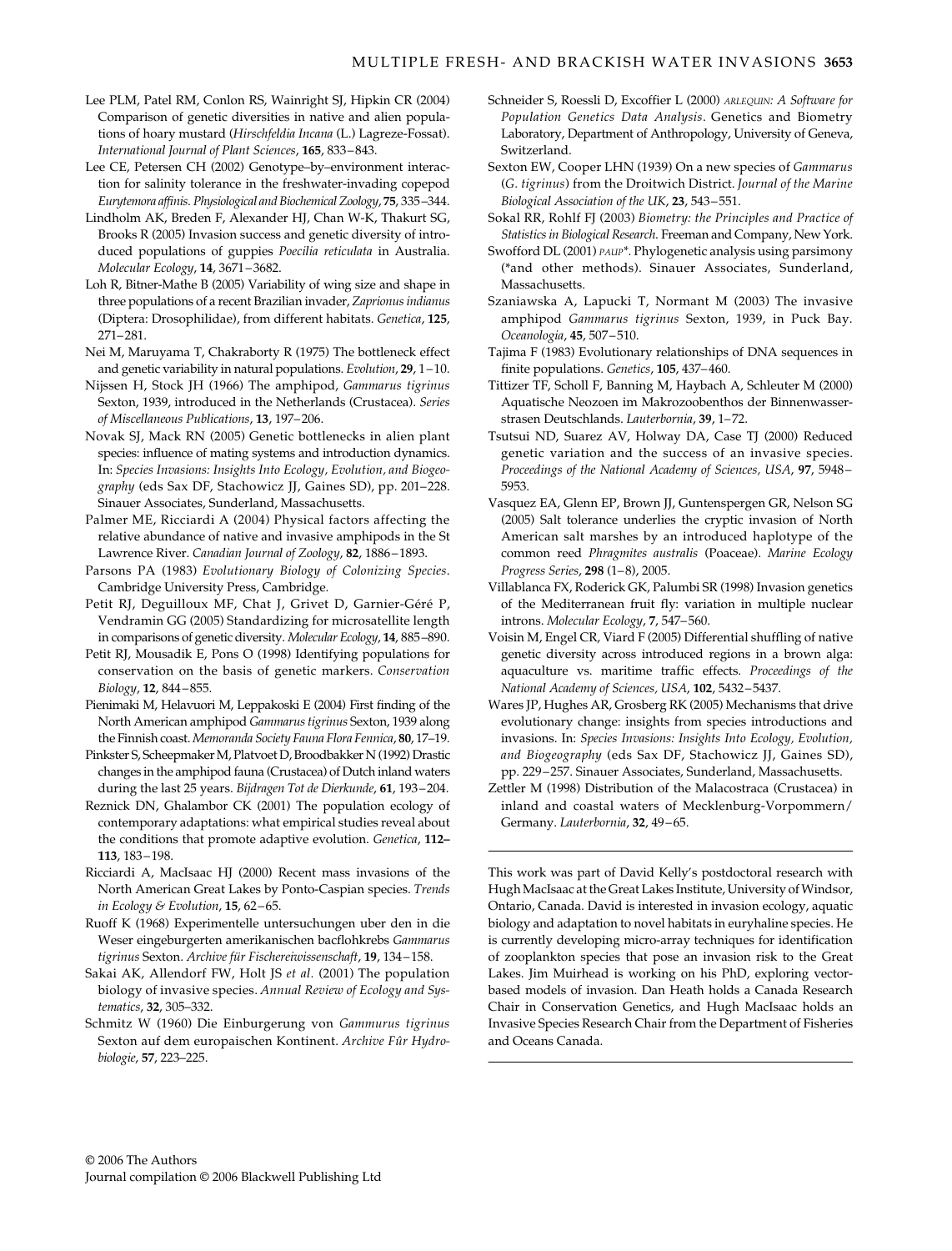Lee PLM, Patel RM, Conlon RS, Wainright SJ, Hipkin CR (2004) Comparison of genetic diversities in native and alien populations of hoary mustard (*Hirschfeldia Incana* (L.) Lagreze-Fossat). *International Journal of Plant Sciences*, **165**, 833–843.

Lee CE, Petersen CH (2002) Genotype–by–environment interaction for salinity tolerance in the freshwater-invading copepod *Eurytemora affinis*. *Physiological and Biochemical Zoology*, **75**, 335–344.

Lindholm AK, Breden F, Alexander HJ, Chan W-K, Thakurt SG, Brooks R (2005) Invasion success and genetic diversity of introduced populations of guppies *Poecilia reticulata* in Australia. *Molecular Ecology*, **14**, 3671–3682.

Loh R, Bitner-Mathe B (2005) Variability of wing size and shape in three populations of a recent Brazilian invader, *Zaprionus indianus* (Diptera: Drosophilidae), from different habitats. *Genetica*, **125**, 271–281.

Nei M, Maruyama T, Chakraborty R (1975) The bottleneck effect and genetic variability in natural populations. *Evolution*, **29**, 1–10.

Nijssen H, Stock JH (1966) The amphipod, *Gammarus tigrinus* Sexton, 1939, introduced in the Netherlands (Crustacea). *Series of Miscellaneous Publications*, **13**, 197–206.

Novak SJ, Mack RN (2005) Genetic bottlenecks in alien plant species: influence of mating systems and introduction dynamics. In: *Species Invasions: Insights Into Ecology, Evolution, and Biogeography* (eds Sax DF, Stachowicz JJ, Gaines SD), pp. 201–228. Sinauer Associates, Sunderland, Massachusetts.

Palmer ME, Ricciardi A (2004) Physical factors affecting the relative abundance of native and invasive amphipods in the St Lawrence River. *Canadian Journal of Zoology*, **82**, 1886–1893.

Parsons PA (1983) *Evolutionary Biology of Colonizing Species*. Cambridge University Press, Cambridge.

Petit RJ, Deguilloux MF, Chat J, Grivet D, Garnier-Géré P, Vendramin GG (2005) Standardizing for microsatellite length in comparisons of genetic diversity. *Molecular Ecology*, **14**, 885–890.

Petit RJ, Mousadik E, Pons O (1998) Identifying populations for conservation on the basis of genetic markers. *Conservation Biology*, **12**, 844–855.

Pienimaki M, Helavuori M, Leppakoski E (2004) First finding of the North American amphipod *Gammarus tigrinus* Sexton, 1939 along the Finnish coast. *Memoranda Society Fauna Flora Fennica*, **80**, 17–19.

Pinkster S, Scheepmaker M, Platvoet D, Broodbakker N (1992) Drastic changes in the amphipod fauna (Crustacea) of Dutch inland waters during the last 25 years. *Bijdragen Tot de Dierkunde*, **61**, 193–204.

Reznick DN, Ghalambor CK (2001) The population ecology of contemporary adaptations: what empirical studies reveal about the conditions that promote adaptive evolution. *Genetica*, **112–113**, 183–198.

Ricciardi A, MacIsaac HJ (2000) Recent mass invasions of the North American Great Lakes by Ponto-Caspian species. *Trends in Ecology & Evolution*, **15**, 62–65.

Ruoff K (1968) Experimentelle untersuchungen uber den in die Weser eingeburgerten amerikanischen bacflohkrebs *Gammarus tigrinus* Sexton. *Archive für Fischereiwissenschaft*, **19**, 134–158.

Sakai AK, Allendorf FW, Holt JS *et al.* (2001) The population biology of invasive species. *Annual Review of Ecology and Systematics*, **32**, 305–332.

Schmitz W (1960) Die Einburgerung von *Gammurus tigrinus* Sexton auf dem europaischen Kontinent. *Archive Fûr Hydrobiologie*, **57**, 223–225.

Schneider S, Roessli D, Excoffier L (2000) *ARLEQUIN: A Software for Population Genetics Data Analysis*. Genetics and Biometry Laboratory, Department of Anthropology, University of Geneva, Switzerland.

Sexton EW, Cooper LHN (1939) On a new species of *Gammarus* (*G. tigrinus*) from the Droitwich District. *Journal of the Marine Biological Association of the UK*, **23**, 543–551.

Sokal RR, Rohlf FJ (2003) *Biometry: the Principles and Practice of Statistics in Biological Research*. Freeman and Company, New York.

Swofford DL (2001) *PAUP*\*. Phylogenetic analysis using parsimony (\*and other methods). Sinauer Associates, Sunderland, Massachusetts.

Szaniawska A, Lapucki T, Normant M (2003) The invasive amphipod *Gammarus tigrinus* Sexton, 1939, in Puck Bay. *Oceanologia*, **45**, 507–510.

Tajima F (1983) Evolutionary relationships of DNA sequences in finite populations. *Genetics*, **105**, 437–460.

Tittizer TF, Scholl F, Banning M, Haybach A, Schleuter M (2000) Aquatische Neozoen im Makrozoobenthos der Binnenwasserstrasen Deutschlands. *Lauterbornia*, **39**, 1–72.

Tsutsui ND, Suarez AV, Holway DA, Case TJ (2000) Reduced genetic variation and the success of an invasive species. *Proceedings of the National Academy of Sciences, USA*, **97**, 5948–5953.

Vasquez EA, Glenn EP, Brown JJ, Guntenspergen GR, Nelson SG (2005) Salt tolerance underlies the cryptic invasion of North American salt marshes by an introduced haplotype of the common reed *Phragmites australis* (Poaceae). *Marine Ecology Progress Series*, **298** (1–8), 2005.

Villablanca FX, Roderick GK, Palumbi SR (1998) Invasion genetics of the Mediterranean fruit fly: variation in multiple nuclear introns. *Molecular Ecology*, **7**, 547–560.

Voisin M, Engel CR, Viard F (2005) Differential shuffling of native genetic diversity across introduced regions in a brown alga: aquaculture vs. maritime traffic effects. *Proceedings of the National Academy of Sciences, USA*, **102**, 5432–5437.

Wares JP, Hughes AR, Grosberg RK (2005) Mechanisms that drive evolutionary change: insights from species introductions and invasions. In: *Species Invasions: Insights Into Ecology, Evolution, and Biogeography* (eds Sax DF, Stachowicz JJ, Gaines SD), pp. 229–257. Sinauer Associates, Sunderland, Massachusetts.

Zettler M (1998) Distribution of the Malacostraca (Crustacea) in inland and coastal waters of Mecklenburg-Vorpommern/Germany. *Lauterbornia*, **32**, 49–65.

---

This work was part of David Kelly's postdoctoral research with Hugh MacIsaac at the Great Lakes Institute, University of Windsor, Ontario, Canada. David is interested in invasion ecology, aquatic biology and adaptation to novel habitats in euryhaline species. He is currently developing micro-array techniques for identification of zooplankton species that pose an invasion risk to the Great Lakes. Jim Muirhead is working on his PhD, exploring vector-based models of invasion. Dan Heath holds a Canada Research Chair in Conservation Genetics, and Hugh MacIsaac holds an Invasive Species Research Chair from the Department of Fisheries and Oceans Canada.

---

© 2006 The Authors
Journal compilation © 2006 Blackwell Publishing Ltd